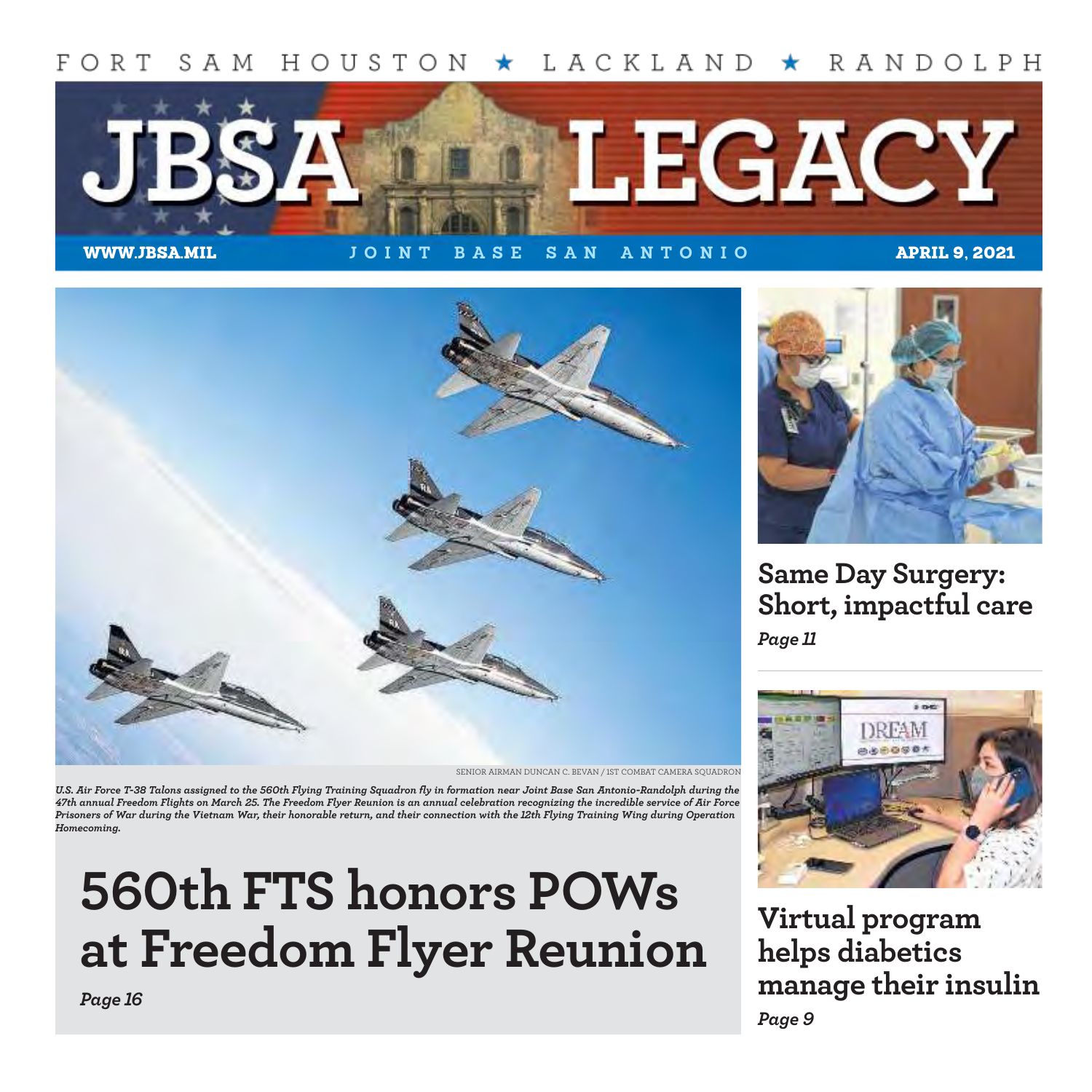FORT SAM HOUSTON ★ LACKLAND ★ RANDOLPH

# JBSA LEGACY

WWW.JBSA.MIL — JOINT BASE SAN ANTONIO — APRIL 9, 2021

SENIOR AIRMAN DUNCAN C. BEVAN / 1ST COMBAT CAMERA SQUADRON

*U.S. Air Force T-38 Talons assigned to the 560th Flying Training Squadron fly in formation near Joint Base San Antonio-Randolph during the 47th annual Freedom Flights on March 25. The Freedom Flyer Reunion is an annual celebration recognizing the incredible service of Air Force Prisoners of War during the Vietnam War, their honorable return, and their connection with the 12th Flying Training Wing during Operation Homecoming.*

## 560th FTS honors POWs at Freedom Flyer Reunion

*Page 16*

## Same Day Surgery: Short, impactful care

*Page 11*

## Virtual program helps diabetics manage their insulin

*Page 9*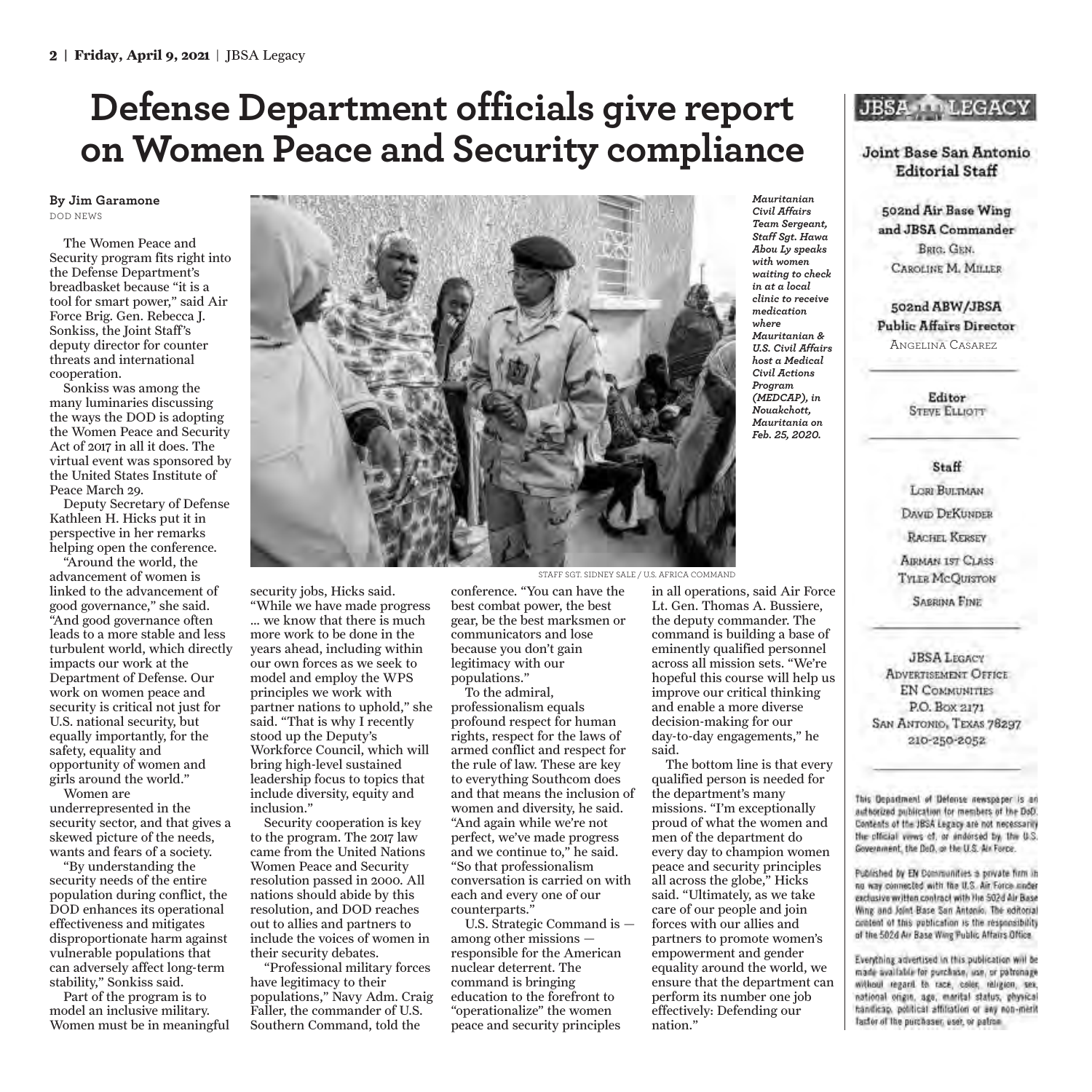# Defense Department officials give report on Women Peace and Security compliance

**By Jim Garamone**
DOD NEWS

The Women Peace and Security program fits right into the Defense Department's breadbasket because "it is a tool for smart power," said Air Force Brig. Gen. Rebecca J. Sonkiss, the Joint Staff's deputy director for counter threats and international cooperation.

Sonkiss was among the many luminaries discussing the ways the DOD is adopting the Women Peace and Security Act of 2017 in all it does. The virtual event was sponsored by the United States Institute of Peace March 29.

Deputy Secretary of Defense Kathleen H. Hicks put it in perspective in her remarks helping open the conference.

"Around the world, the advancement of women is linked to the advancement of good governance," she said. "And good governance often leads to a more stable and less turbulent world, which directly impacts our work at the Department of Defense. Our work on women peace and security is critical not just for U.S. national security, but equally importantly, for the safety, equality and opportunity of women and girls around the world."

Women are underrepresented in the security sector, and that gives a skewed picture of the needs, wants and fears of a society.

"By understanding the security needs of the entire population during conflict, the DOD enhances its operational effectiveness and mitigates disproportionate harm against vulnerable populations that can adversely affect long-term stability," Sonkiss said.

Part of the program is to model an inclusive military. Women must be in meaningful security jobs, Hicks said. "While we have made progress … we know that there is much more work to be done in the years ahead, including within our own forces as we seek to model and employ the WPS principles we work with partner nations to uphold," she said. "That is why I recently stood up the Deputy's Workforce Council, which will bring high-level sustained leadership focus to topics that include diversity, equity and inclusion."

Security cooperation is key to the program. The 2017 law came from the United Nations Women Peace and Security resolution passed in 2000. All nations should abide by this resolution, and DOD reaches out to allies and partners to include the voices of women in their security debates.

"Professional military forces have legitimacy to their populations," Navy Adm. Craig Faller, the commander of U.S. Southern Command, told the conference. "You can have the best combat power, the best gear, be the best marksmen or communicators and lose because you don't gain legitimacy with our populations."

To the admiral, professionalism equals profound respect for human rights, respect for the laws of armed conflict and respect for the rule of law. These are key to everything Southcom does and that means the inclusion of women and diversity, he said. "And again while we're not perfect, we've made progress and we continue to," he said. "So that professionalism conversation is carried on with each and every one of our counterparts."

U.S. Strategic Command is — among other missions — responsible for the American nuclear deterrent. The command is bringing education to the forefront to "operationalize" the women peace and security principles in all operations, said Air Force Lt. Gen. Thomas A. Bussiere, the deputy commander. The command is building a base of eminently qualified personnel across all mission sets. "We're hopeful this course will help us improve our critical thinking and enable a more diverse decision-making for our day-to-day engagements," he said.

The bottom line is that every qualified person is needed for the department's many missions. "I'm exceptionally proud of what the women and men of the department do every day to champion women peace and security principles all across the globe," Hicks said. "Ultimately, as we take care of our people and join forces with our allies and partners to promote women's empowerment and gender equality around the world, we ensure that the department can perform its number one job effectively: Defending our nation."

STAFF SGT. SIDNEY SALE / U.S. AFRICA COMMAND

*Mauritanian Civil Affairs Team Sergeant, Staff Sgt. Hawa Abou Ly speaks with women waiting to check in at a local clinic to receive medication where Mauritanian & U.S. Civil Affairs host a Medical Civil Actions Program (MEDCAP), in Nouakchott, Mauritania on Feb. 25, 2020.*

---

**JBSA LEGACY**

**Joint Base San Antonio Editorial Staff**

**502nd Air Base Wing and JBSA Commander**
Brig. Gen. Caroline M. Miller

**502nd ABW/JBSA Public Affairs Director**
Angelina Casarez

**Editor**
Steve Elliott

**Staff**
Lori Bultman
David DeKunder
Rachel Kersey
Airman 1st Class Tyler McQuiston
Sabrina Fine

JBSA Legacy Advertisement Office
EN Communities
P.O. Box 2171
San Antonio, Texas 78297
210-250-2052

This Department of Defense newspaper is an authorized publication for members of the DoD. Contents of the JBSA Legacy are not necessarily the official views of, or endorsed by, the U.S. Government, the DoD, or the U.S. Air Force.

Published by EN Communities a private firm in no way connected with the U.S. Air Force under exclusive written contract with the 502d Air Base Wing and Joint Base San Antonio. The editorial content of this publication is the responsibility of the 502d Air Base Wing Public Affairs Office.

Everything advertised in this publication will be made available for purchase, use, or patronage without regard to race, color, religion, sex, national origin, age, marital status, physical handicap, political affiliation or any non-merit factor of the purchaser, user, or patron.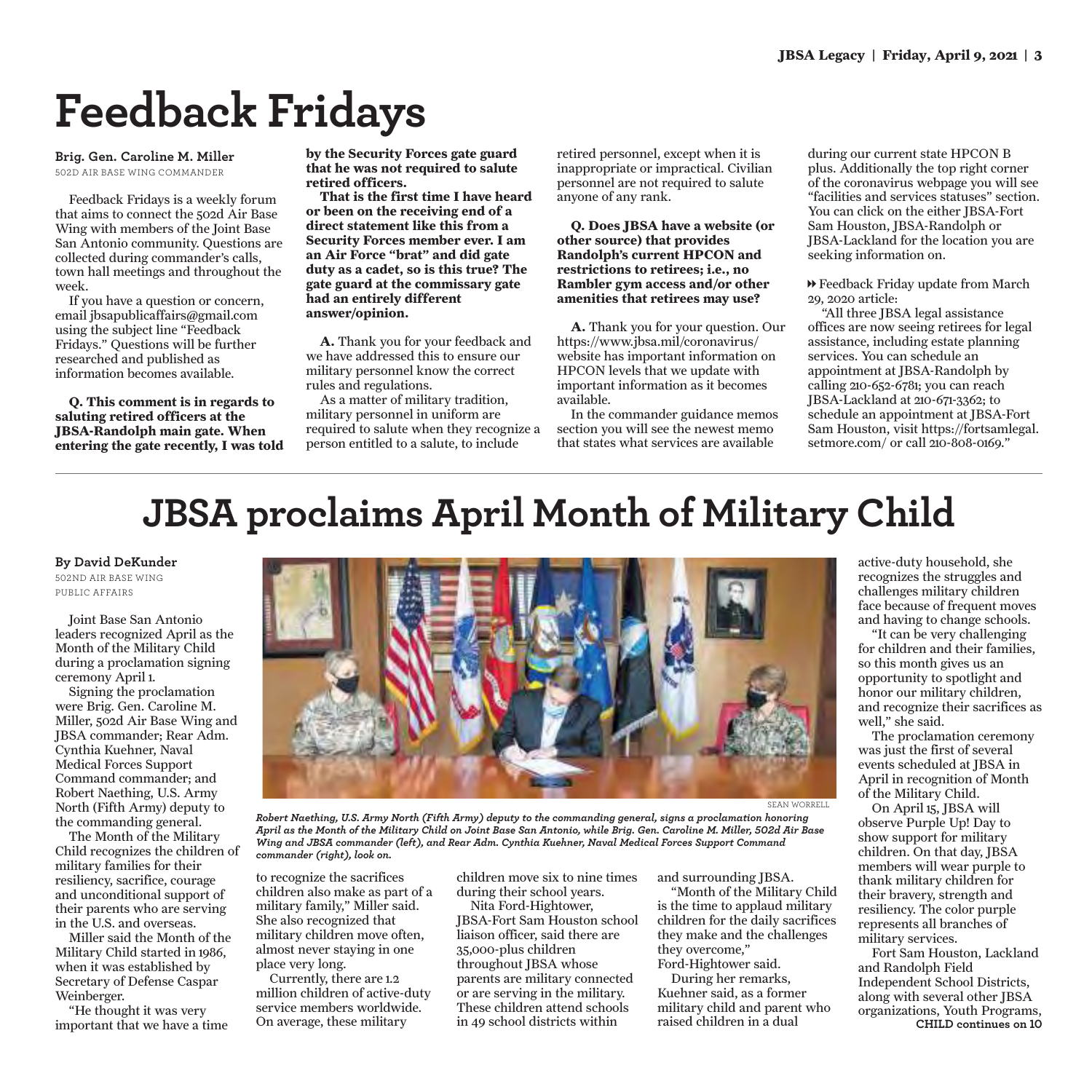# Feedback Fridays

**Brig. Gen. Caroline M. Miller**
502D AIR BASE WING COMMANDER

Feedback Fridays is a weekly forum that aims to connect the 502d Air Base Wing with members of the Joint Base San Antonio community. Questions are collected during commander's calls, town hall meetings and throughout the week.

If you have a question or concern, email jbsapublicaffairs@gmail.com using the subject line "Feedback Fridays." Questions will be further researched and published as information becomes available.

**Q. This comment is in regards to saluting retired officers at the JBSA-Randolph main gate. When entering the gate recently, I was told by the Security Forces gate guard that he was not required to salute retired officers.**

**That is the first time I have heard or been on the receiving end of a direct statement like this from a Security Forces member ever. I am an Air Force "brat" and did gate duty as a cadet, so is this true? The gate guard at the commissary gate had an entirely different answer/opinion.**

**A.** Thank you for your feedback and we have addressed this to ensure our military personnel know the correct rules and regulations.

As a matter of military tradition, military personnel in uniform are required to salute when they recognize a person entitled to a salute, to include retired personnel, except when it is inappropriate or impractical. Civilian personnel are not required to salute anyone of any rank.

**Q. Does JBSA have a website (or other source) that provides Randolph's current HPCON and restrictions to retirees; i.e., no Rambler gym access and/or other amenities that retirees may use?**

**A.** Thank you for your question. Our https://www.jbsa.mil/coronavirus/ website has important information on HPCON levels that we update with important information as it becomes available.

In the commander guidance memos section you will see the newest memo that states what services are available during our current state HPCON B plus. Additionally the top right corner of the coronavirus webpage you will see "facilities and services statuses" section. You can click on the either JBSA-Fort Sam Houston, JBSA-Randolph or JBSA-Lackland for the location you are seeking information on.

⏩ Feedback Friday update from March 29, 2020 article:

"All three JBSA legal assistance offices are now seeing retirees for legal assistance, including estate planning services. You can schedule an appointment at JBSA-Randolph by calling 210-652-6781; you can reach JBSA-Lackland at 210-671-3362; to schedule an appointment at JBSA-Fort Sam Houston, visit https://fortsamlegal.setmore.com/ or call 210-808-0169."

# JBSA proclaims April Month of Military Child

**By David DeKunder**
502ND AIR BASE WING PUBLIC AFFAIRS

SEAN WORRELL

*Robert Naething, U.S. Army North (Fifth Army) deputy to the commanding general, signs a proclamation honoring April as the Month of the Military Child on Joint Base San Antonio, while Brig. Gen. Caroline M. Miller, 502d Air Base Wing and JBSA commander (left), and Rear Adm. Cynthia Kuehner, Naval Medical Forces Support Command commander (right), look on.*

Joint Base San Antonio leaders recognized April as the Month of the Military Child during a proclamation signing ceremony April 1.

Signing the proclamation were Brig. Gen. Caroline M. Miller, 502d Air Base Wing and JBSA commander; Rear Adm. Cynthia Kuehner, Naval Medical Forces Support Command commander; and Robert Naething, U.S. Army North (Fifth Army) deputy to the commanding general.

The Month of the Military Child recognizes the children of military families for their resiliency, sacrifice, courage and unconditional support of their parents who are serving in the U.S. and overseas.

Miller said the Month of the Military Child started in 1986, when it was established by Secretary of Defense Caspar Weinberger.

"He thought it was very important that we have a time to recognize the sacrifices children also make as part of a military family," Miller said. She also recognized that military children move often, almost never staying in one place very long.

Currently, there are 1.2 million children of active-duty service members worldwide. On average, these military children move six to nine times during their school years.

Nita Ford-Hightower, JBSA-Fort Sam Houston school liaison officer, said there are 35,000-plus children throughout JBSA whose parents are military connected or are serving in the military. These children attend schools in 49 school districts within and surrounding JBSA.

"Month of the Military Child is the time to applaud military children for the daily sacrifices they make and the challenges they overcome," Ford-Hightower said.

During her remarks, Kuehner said, as a former military child and parent who raised children in a dual active-duty household, she recognizes the struggles and challenges military children face because of frequent moves and having to change schools.

"It can be very challenging for children and their families, so this month gives us an opportunity to spotlight and honor our military children, and recognize their sacrifices as well," she said.

The proclamation ceremony was just the first of several events scheduled at JBSA in April in recognition of Month of the Military Child.

On April 15, JBSA will observe Purple Up! Day to show support for military children. On that day, JBSA members will wear purple to thank military children for their bravery, strength and resiliency. The color purple represents all branches of military services.

Fort Sam Houston, Lackland and Randolph Field Independent School Districts, along with several other JBSA organizations, Youth Programs,

**CHILD continues on 10**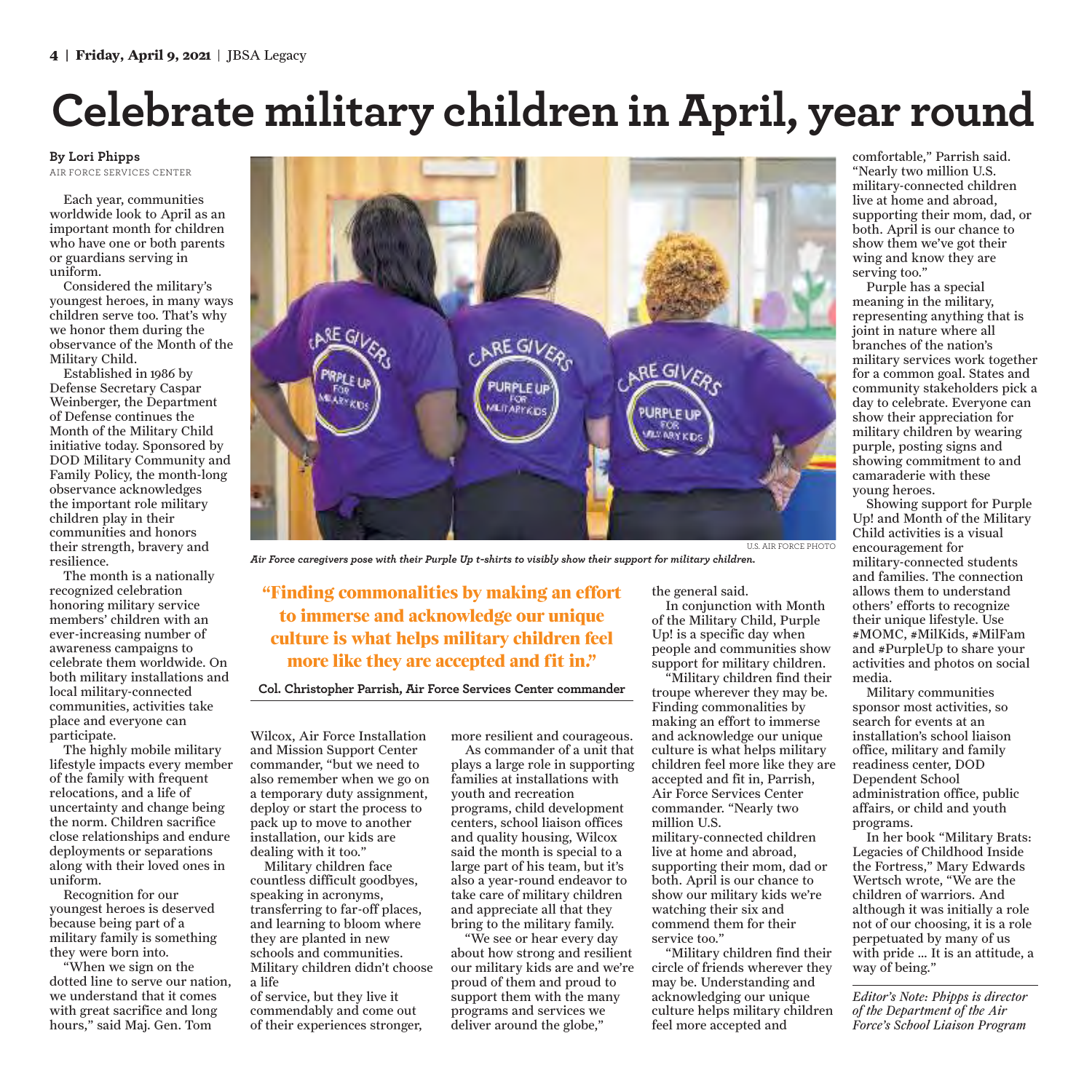# Celebrate military children in April, year round

**By Lori Phipps**
AIR FORCE SERVICES CENTER

Each year, communities worldwide look to April as an important month for children who have one or both parents or guardians serving in uniform.

Considered the military's youngest heroes, in many ways children serve too. That's why we honor them during the observance of the Month of the Military Child.

Established in 1986 by Defense Secretary Caspar Weinberger, the Department of Defense continues the Month of the Military Child initiative today. Sponsored by DOD Military Community and Family Policy, the month-long observance acknowledges the important role military children play in their communities and honors their strength, bravery and resilience.

The month is a nationally recognized celebration honoring military service members' children with an ever-increasing number of awareness campaigns to celebrate them worldwide. On both military installations and local military-connected communities, activities take place and everyone can participate.

The highly mobile military lifestyle impacts every member of the family with frequent relocations, and a life of uncertainty and change being the norm. Children sacrifice close relationships and endure deployments or separations along with their loved ones in uniform.

Recognition for our youngest heroes is deserved because being part of a military family is something they were born into.

"When we sign on the dotted line to serve our nation, we understand that it comes with great sacrifice and long hours," said Maj. Gen. Tom Wilcox, Air Force Installation and Mission Support Center commander, "but we need to also remember when we go on a temporary duty assignment, deploy or start the process to pack up to move to another installation, our kids are dealing with it too."

U.S. AIR FORCE PHOTO

*Air Force caregivers pose with their Purple Up t-shirts to visibly show their support for military children.*

> **"Finding commonalities by making an effort to immerse and acknowledge our unique culture is what helps military children feel more like they are accepted and fit in."**
>
> **Col. Christopher Parrish, Air Force Services Center commander**

Military children face countless difficult goodbyes, speaking in acronyms, transferring to far-off places, and learning to bloom where they are planted in new schools and communities. Military children didn't choose a life of service, but they live it commendably and come out of their experiences stronger, more resilient and courageous.

As commander of a unit that plays a large role in supporting families at installations with youth and recreation programs, child development centers, school liaison offices and quality housing, Wilcox said the month is special to a large part of his team, but it's also a year-round endeavor to take care of military children and appreciate all that they bring to the military family.

"We see or hear every day about how strong and resilient our military kids are and we're proud of them and proud to support them with the many programs and services we deliver around the globe," the general said.

In conjunction with Month of the Military Child, Purple Up! is a specific day when people and communities show support for military children.

"Military children find their troupe wherever they may be. Finding commonalities by making an effort to immerse and acknowledge our unique culture is what helps military children feel more like they are accepted and fit in, Parrish, Air Force Services Center commander. "Nearly two million U.S. military-connected children live at home and abroad, supporting their mom, dad or both. April is our chance to show our military kids we're watching their six and commend them for their service too."

"Military children find their circle of friends wherever they may be. Understanding and acknowledging our unique culture helps military children feel more accepted and comfortable," Parrish said. "Nearly two million U.S. military-connected children live at home and abroad, supporting their mom, dad, or both. April is our chance to show them we've got their wing and know they are serving too."

Purple has a special meaning in the military, representing anything that is joint in nature where all branches of the nation's military services work together for a common goal. States and community stakeholders pick a day to celebrate. Everyone can show their appreciation for military children by wearing purple, posting signs and showing commitment to and camaraderie with these young heroes.

Showing support for Purple Up! and Month of the Military Child activities is a visual encouragement for military-connected students and families. The connection allows them to understand others' efforts to recognize their unique lifestyle. Use #MOMC, #MilKids, #MilFam and #PurpleUp to share your activities and photos on social media.

Military communities sponsor most activities, so search for events at an installation's school liaison office, military and family readiness center, DOD Dependent School administration office, public affairs, or child and youth programs.

In her book "Military Brats: Legacies of Childhood Inside the Fortress," Mary Edwards Wertsch wrote, "We are the children of warriors. And although it was initially a role not of our choosing, it is a role perpetuated by many of us with pride … It is an attitude, a way of being."

*Editor's Note: Phipps is director of the Department of the Air Force's School Liaison Program*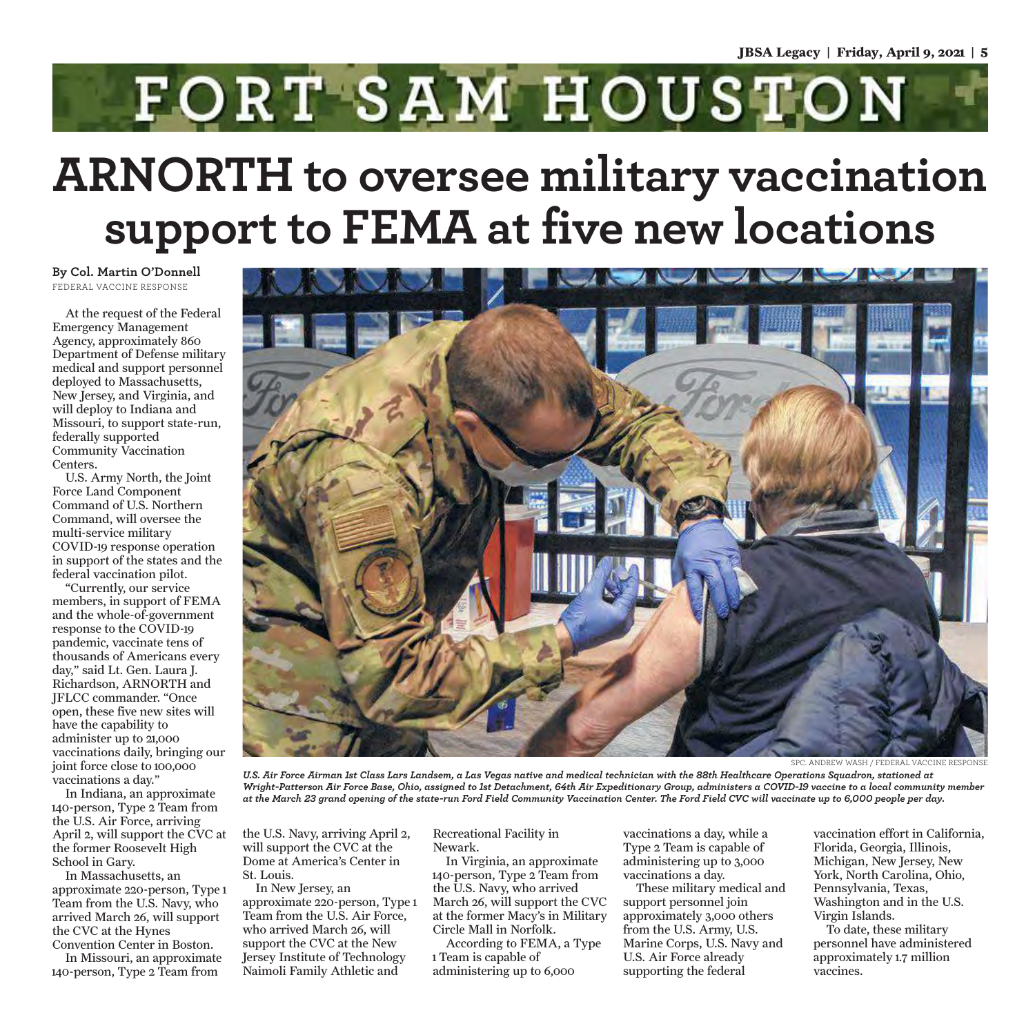# FORT SAM HOUSTON

## ARNORTH to oversee military vaccination support to FEMA at five new locations

**By Col. Martin O'Donnell**
FEDERAL VACCINE RESPONSE

At the request of the Federal Emergency Management Agency, approximately 860 Department of Defense military medical and support personnel deployed to Massachusetts, New Jersey, and Virginia, and will deploy to Indiana and Missouri, to support state-run, federally supported Community Vaccination Centers.

U.S. Army North, the Joint Force Land Component Command of U.S. Northern Command, will oversee the multi-service military COVID-19 response operation in support of the states and the federal vaccination pilot.

"Currently, our service members, in support of FEMA and the whole-of-government response to the COVID-19 pandemic, vaccinate tens of thousands of Americans every day," said Lt. Gen. Laura J. Richardson, ARNORTH and JFLCC commander. "Once open, these five new sites will have the capability to administer up to 21,000 vaccinations daily, bringing our joint force close to 100,000 vaccinations a day."

SPC. ANDREW WASH / FEDERAL VACCINE RESPONSE

*U.S. Air Force Airman 1st Class Lars Landsem, a Las Vegas native and medical technician with the 88th Healthcare Operations Squadron, stationed at Wright-Patterson Air Force Base, Ohio, assigned to 1st Detachment, 64th Air Expeditionary Group, administers a COVID-19 vaccine to a local community member at the March 23 grand opening of the state-run Ford Field Community Vaccination Center. The Ford Field CVC will vaccinate up to 6,000 people per day.*

In Indiana, an approximate 140-person, Type 2 Team from the U.S. Air Force, arriving April 2, will support the CVC at the former Roosevelt High School in Gary.

In Massachusetts, an approximate 220-person, Type 1 Team from the U.S. Navy, who arrived March 26, will support the CVC at the Hynes Convention Center in Boston.

In Missouri, an approximate 140-person, Type 2 Team from the U.S. Navy, arriving April 2, will support the CVC at the Dome at America's Center in St. Louis.

In New Jersey, an approximate 220-person, Type 1 Team from the U.S. Air Force, who arrived March 26, will support the CVC at the New Jersey Institute of Technology Naimoli Family Athletic and Recreational Facility in Newark.

In Virginia, an approximate 140-person, Type 2 Team from the U.S. Navy, who arrived March 26, will support the CVC at the former Macy's in Military Circle Mall in Norfolk.

According to FEMA, a Type 1 Team is capable of administering up to 6,000 vaccinations a day, while a Type 2 Team is capable of administering up to 3,000 vaccinations a day.

These military medical and support personnel join approximately 3,000 others from the U.S. Army, U.S. Marine Corps, U.S. Navy and U.S. Air Force already supporting the federal vaccination effort in California, Florida, Georgia, Illinois, Michigan, New Jersey, New York, North Carolina, Ohio, Pennsylvania, Texas, Washington and in the U.S. Virgin Islands.

To date, these military personnel have administered approximately 1.7 million vaccines.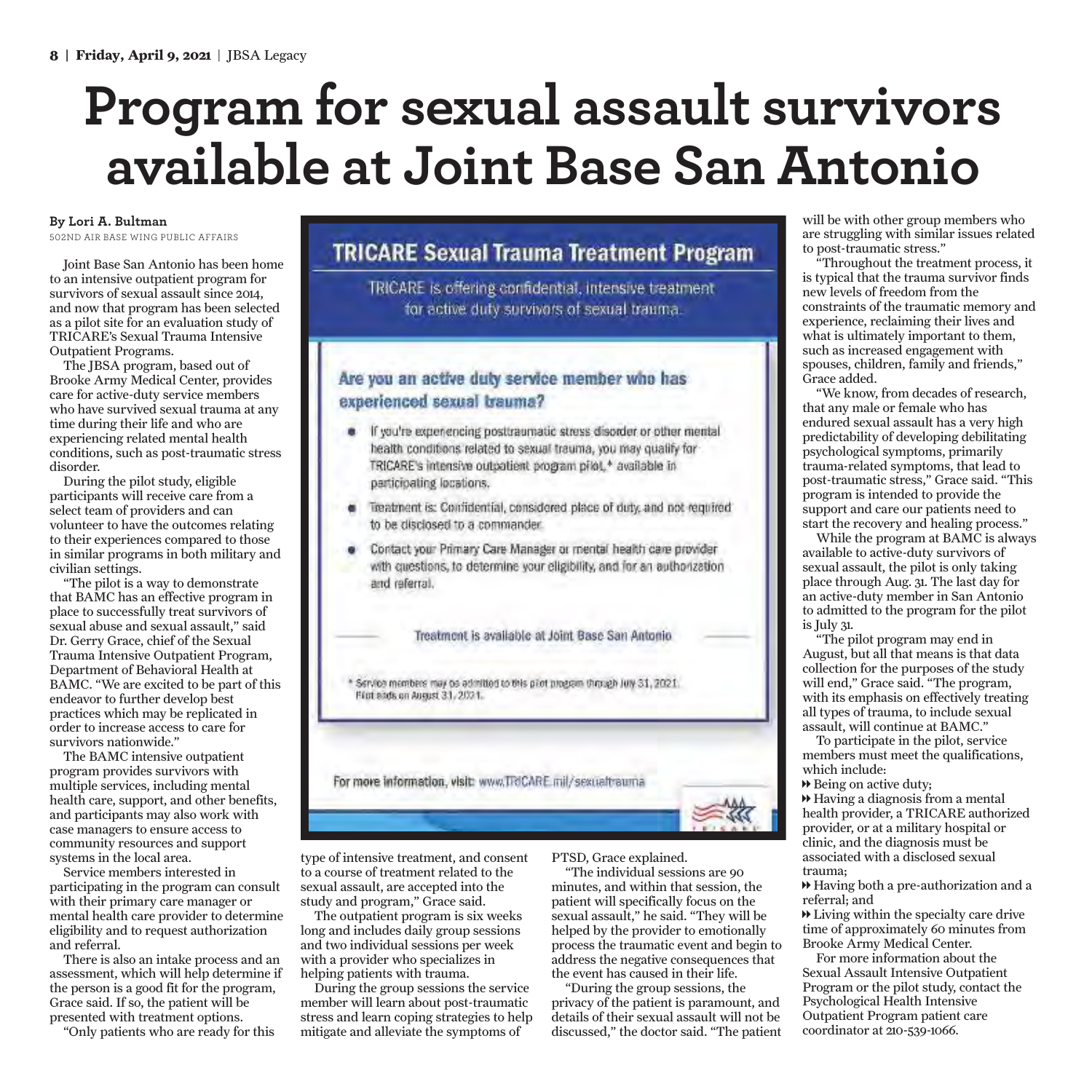# Program for sexual assault survivors available at Joint Base San Antonio

**By Lori A. Bultman**
502ND AIR BASE WING PUBLIC AFFAIRS

Joint Base San Antonio has been home to an intensive outpatient program for survivors of sexual assault since 2014, and now that program has been selected as a pilot site for an evaluation study of TRICARE's Sexual Trauma Intensive Outpatient Programs.

The JBSA program, based out of Brooke Army Medical Center, provides care for active-duty service members who have survived sexual trauma at any time during their life and who are experiencing related mental health conditions, such as post-traumatic stress disorder.

During the pilot study, eligible participants will receive care from a select team of providers and can volunteer to have the outcomes relating to their experiences compared to those in similar programs in both military and civilian settings.

"The pilot is a way to demonstrate that BAMC has an effective program in place to successfully treat survivors of sexual abuse and sexual assault," said Dr. Gerry Grace, chief of the Sexual Trauma Intensive Outpatient Program, Department of Behavioral Health at BAMC. "We are excited to be part of this endeavor to further develop best practices which may be replicated in order to increase access to care for survivors nationwide."

The BAMC intensive outpatient program provides survivors with multiple services, including mental health care, support, and other benefits, and participants may also work with case managers to ensure access to community resources and support systems in the local area.

Service members interested in participating in the program can consult with their primary care manager or mental health care provider to determine eligibility and to request authorization and referral.

There is also an intake process and an assessment, which will help determine if the person is a good fit for the program, Grace said. If so, the patient will be presented with treatment options.

"Only patients who are ready for this type of intensive treatment, and consent to a course of treatment related to the sexual assault, are accepted into the study and program," Grace said.

The outpatient program is six weeks long and includes daily group sessions and two individual sessions per week with a provider who specializes in helping patients with trauma.

During the group sessions the service member will learn about post-traumatic stress and learn coping strategies to help mitigate and alleviate the symptoms of PTSD, Grace explained.

"The individual sessions are 90 minutes, and within that session, the patient will specifically focus on the sexual assault," he said. "They will be helped by the provider to emotionally process the traumatic event and begin to address the negative consequences that the event has caused in their life.

"During the group sessions, the privacy of the patient is paramount, and details of their sexual assault will not be discussed," the doctor said. "The patient will be with other group members who are struggling with similar issues related to post-traumatic stress."

"Throughout the treatment process, it is typical that the trauma survivor finds new levels of freedom from the constraints of the traumatic memory and experience, reclaiming their lives and what is ultimately important to them, such as increased engagement with spouses, children, family and friends," Grace added.

"We know, from decades of research, that any male or female who has endured sexual assault has a very high predictability of developing debilitating psychological symptoms, primarily trauma-related symptoms, that lead to post-traumatic stress," Grace said. "This program is intended to provide the support and care our patients need to start the recovery and healing process."

While the program at BAMC is always available to active-duty survivors of sexual assault, the pilot is only taking place through Aug. 31. The last day for an active-duty member in San Antonio to admitted to the program for the pilot is July 31.

"The pilot program may end in August, but all that means is that data collection for the purposes of the study will end," Grace said. "The program, with its emphasis on effectively treating all types of trauma, to include sexual assault, will continue at BAMC."

To participate in the pilot, service members must meet the qualifications, which include:

- Being on active duty;
- Having a diagnosis from a mental health provider, a TRICARE authorized provider, or at a military hospital or clinic, and the diagnosis must be associated with a disclosed sexual trauma;
- Having both a pre-authorization and a referral; and
- Living within the specialty care drive time of approximately 60 minutes from Brooke Army Medical Center.

For more information about the Sexual Assault Intensive Outpatient Program or the pilot study, contact the Psychological Health Intensive Outpatient Program patient care coordinator at 210-539-1066.

## TRICARE Sexual Trauma Treatment Program

TRICARE is offering confidential, intensive treatment for active duty survivors of sexual trauma.

### Are you an active duty service member who has experienced sexual trauma?

- If you're experiencing posttraumatic stress disorder or other mental health conditions related to sexual trauma, you may qualify for TRICARE's intensive outpatient program pilot,* available in participating locations.
- Treatment is: Confidential, considered place of duty, and not required to be disclosed to a commander.
- Contact your Primary Care Manager or mental health care provider with questions, to determine your eligibility, and for an authorization and referral.

Treatment is available at Joint Base San Antonio

* Service members may be admitted to this pilot program through July 31, 2021. Pilot ends on August 31, 2021.

For more information, visit: www.TRICARE.mil/sexualtrauma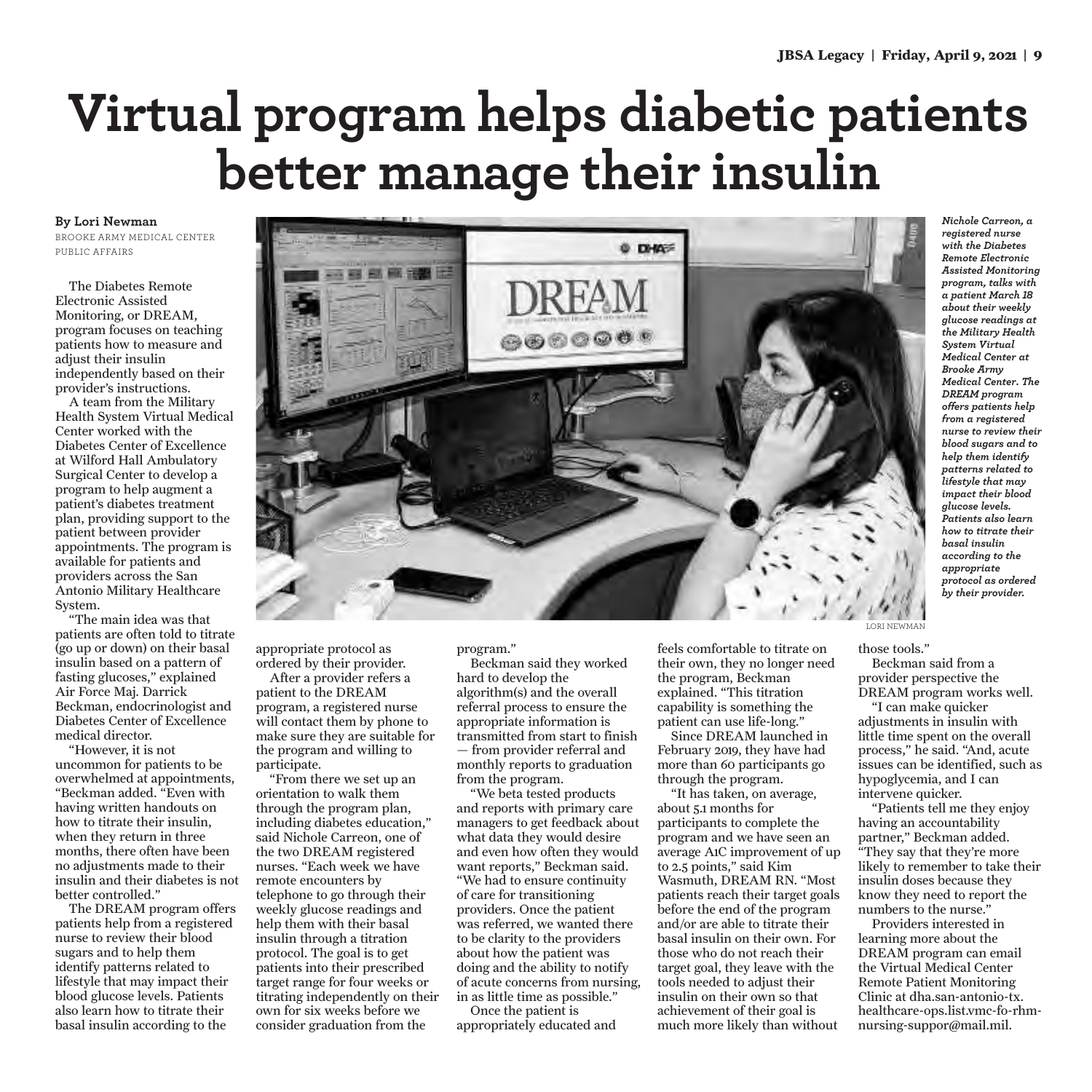# Virtual program helps diabetic patients better manage their insulin

**By Lori Newman**
BROOKE ARMY MEDICAL CENTER PUBLIC AFFAIRS

*Nichole Carreon, a registered nurse with the Diabetes Remote Electronic Assisted Monitoring program, talks with a patient March 18 about their weekly glucose readings at the Military Health System Virtual Medical Center at Brooke Army Medical Center. The DREAM program offers patients help from a registered nurse to review their blood sugars and to help them identify patterns related to lifestyle that may impact their blood glucose levels. Patients also learn how to titrate their basal insulin according to the appropriate protocol as ordered by their provider.*

LORI NEWMAN

The Diabetes Remote Electronic Assisted Monitoring, or DREAM, program focuses on teaching patients how to measure and adjust their insulin independently based on their provider's instructions.

A team from the Military Health System Virtual Medical Center worked with the Diabetes Center of Excellence at Wilford Hall Ambulatory Surgical Center to develop a program to help augment a patient's diabetes treatment plan, providing support to the patient between provider appointments. The program is available for patients and providers across the San Antonio Military Healthcare System.

"The main idea was that patients are often told to titrate (go up or down) on their basal insulin based on a pattern of fasting glucoses," explained Air Force Maj. Darrick Beckman, endocrinologist and Diabetes Center of Excellence medical director.

"However, it is not uncommon for patients to be overwhelmed at appointments, "Beckman added. "Even with having written handouts on how to titrate their insulin, when they return in three months, there often have been no adjustments made to their insulin and their diabetes is not better controlled."

The DREAM program offers patients help from a registered nurse to review their blood sugars and to help them identify patterns related to lifestyle that may impact their blood glucose levels. Patients also learn how to titrate their basal insulin according to the appropriate protocol as ordered by their provider.

After a provider refers a patient to the DREAM program, a registered nurse will contact them by phone to make sure they are suitable for the program and willing to participate.

"From there we set up an orientation to walk them through the program plan, including diabetes education," said Nichole Carreon, one of the two DREAM registered nurses. "Each week we have remote encounters by telephone to go through their weekly glucose readings and help them with their basal insulin through a titration protocol. The goal is to get patients into their prescribed target range for four weeks or titrating independently on their own for six weeks before we consider graduation from the program."

Beckman said they worked hard to develop the algorithm(s) and the overall referral process to ensure the appropriate information is transmitted from start to finish — from provider referral and monthly reports to graduation from the program.

"We beta tested products and reports with primary care managers to get feedback about what data they would desire and even how often they would want reports," Beckman said. "We had to ensure continuity of care for transitioning providers. Once the patient was referred, we wanted there to be clarity to the providers about how the patient was doing and the ability to notify of acute concerns from nursing, in as little time as possible."

Once the patient is appropriately educated and feels comfortable to titrate on their own, they no longer need the program, Beckman explained. "This titration capability is something the patient can use life-long."

Since DREAM launched in February 2019, they have had more than 60 participants go through the program.

"It has taken, on average, about 5.1 months for participants to complete the program and we have seen an average A1C improvement of up to 2.5 points," said Kim Wasmuth, DREAM RN. "Most patients reach their target goals before the end of the program and/or are able to titrate their basal insulin on their own. For those who do not reach their target goal, they leave with the tools needed to adjust their insulin on their own so that achievement of their goal is much more likely than without those tools."

Beckman said from a provider perspective the DREAM program works well.

"I can make quicker adjustments in insulin with little time spent on the overall process," he said. "And, acute issues can be identified, such as hypoglycemia, and I can intervene quicker.

"Patients tell me they enjoy having an accountability partner," Beckman added. "They say that they're more likely to remember to take their insulin doses because they know they need to report the numbers to the nurse."

Providers interested in learning more about the DREAM program can email the Virtual Medical Center Remote Patient Monitoring Clinic at dha.san-antonio-tx.healthcare-ops.list.vmc-fo-rhm-nursing-suppor@mail.mil.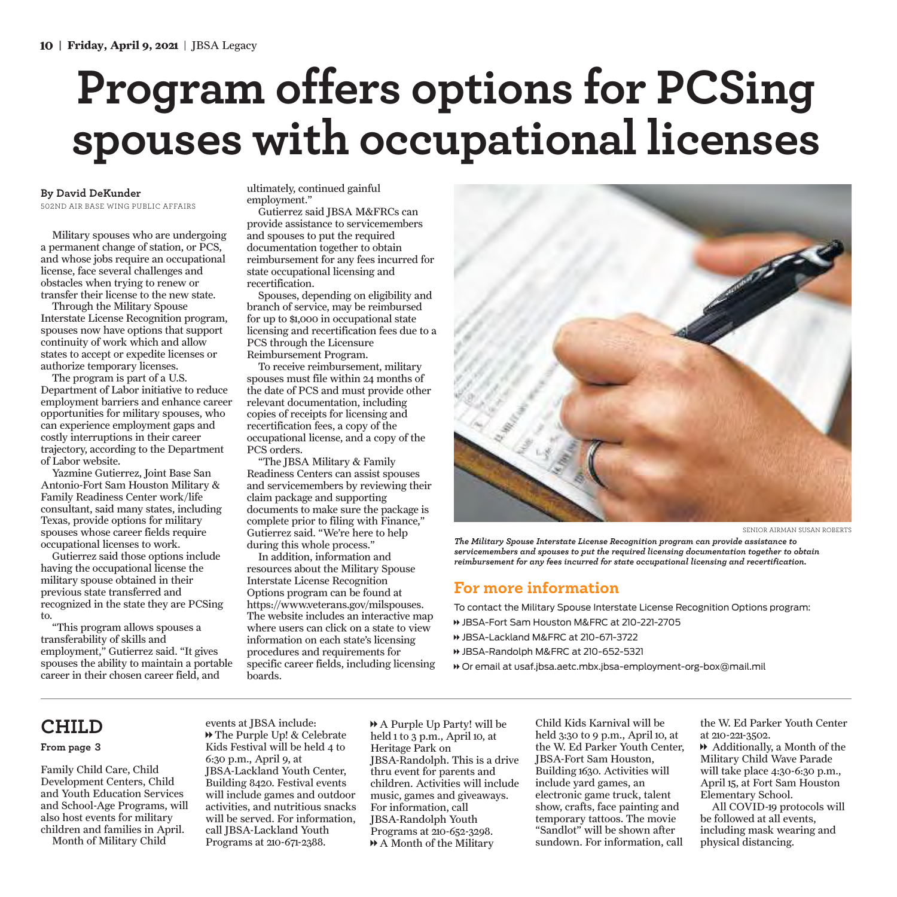# Program offers options for PCSing spouses with occupational licenses

**By David DeKunder**
502ND AIR BASE WING PUBLIC AFFAIRS

Military spouses who are undergoing a permanent change of station, or PCS, and whose jobs require an occupational license, face several challenges and obstacles when trying to renew or transfer their license to the new state.

Through the Military Spouse Interstate License Recognition program, spouses now have options that support continuity of work which and allow states to accept or expedite licenses or authorize temporary licenses.

The program is part of a U.S. Department of Labor initiative to reduce employment barriers and enhance career opportunities for military spouses, who can experience employment gaps and costly interruptions in their career trajectory, according to the Department of Labor website.

Yazmine Gutierrez, Joint Base San Antonio-Fort Sam Houston Military & Family Readiness Center work/life consultant, said many states, including Texas, provide options for military spouses whose career fields require occupational licenses to work.

Gutierrez said those options include having the occupational license the military spouse obtained in their previous state transferred and recognized in the state they are PCSing to.

"This program allows spouses a transferability of skills and employment," Gutierrez said. "It gives spouses the ability to maintain a portable career in their chosen career field, and ultimately, continued gainful employment."

Gutierrez said JBSA M&FRCs can provide assistance to servicemembers and spouses to put the required documentation together to obtain reimbursement for any fees incurred for state occupational licensing and recertification.

Spouses, depending on eligibility and branch of service, may be reimbursed for up to $1,000 in occupational state licensing and recertification fees due to a PCS through the Licensure Reimbursement Program.

To receive reimbursement, military spouses must file within 24 months of the date of PCS and must provide other relevant documentation, including copies of receipts for licensing and recertification fees, a copy of the occupational license, and a copy of the PCS orders.

"The JBSA Military & Family Readiness Centers can assist spouses and servicemembers by reviewing their claim package and supporting documents to make sure the package is complete prior to filing with Finance," Gutierrez said. "We're here to help during this whole process."

In addition, information and resources about the Military Spouse Interstate License Recognition Options program can be found at https://www.veterans.gov/milspouses. The website includes an interactive map where users can click on a state to view information on each state's licensing procedures and requirements for specific career fields, including licensing boards.

SENIOR AIRMAN SUSAN ROBERTS

*The Military Spouse Interstate License Recognition program can provide assistance to servicemembers and spouses to put the required licensing documentation together to obtain reimbursement for any fees incurred for state occupational licensing and recertification.*

## For more information

To contact the Military Spouse Interstate License Recognition Options program:

- JBSA-Fort Sam Houston M&FRC at 210-221-2705
- JBSA-Lackland M&FRC at 210-671-3722
- JBSA-Randolph M&FRC at 210-652-5321
- Or email at usaf.jbsa.aetc.mbx.jbsa-employment-org-box@mail.mil

---

## CHILD

**From page 3**

Family Child Care, Child Development Centers, Child and Youth Education Services and School-Age Programs, will also host events for military children and families in April.

Month of Military Child events at JBSA include:

- The Purple Up! & Celebrate Kids Festival will be held 4 to 6:30 p.m., April 9, at JBSA-Lackland Youth Center, Building 8420. Festival events will include games and outdoor activities, and nutritious snacks will be served. For information, call JBSA-Lackland Youth Programs at 210-671-2388.
- A Purple Up Party! will be held 1 to 3 p.m., April 10, at Heritage Park on JBSA-Randolph. This is a drive thru event for parents and children. Activities will include music, games and giveaways. For information, call JBSA-Randolph Youth Programs at 210-652-3298.
- A Month of the Military Child Kids Karnival will be held 3:30 to 9 p.m., April 10, at the W. Ed Parker Youth Center, JBSA-Fort Sam Houston, Building 1630. Activities will include yard games, an electronic game truck, talent show, crafts, face painting and temporary tattoos. The movie "Sandlot" will be shown after sundown. For information, call the W. Ed Parker Youth Center at 210-221-3502.
- Additionally, a Month of the Military Child Wave Parade will take place 4:30-6:30 p.m., April 15, at Fort Sam Houston Elementary School.

All COVID-19 protocols will be followed at all events, including mask wearing and physical distancing.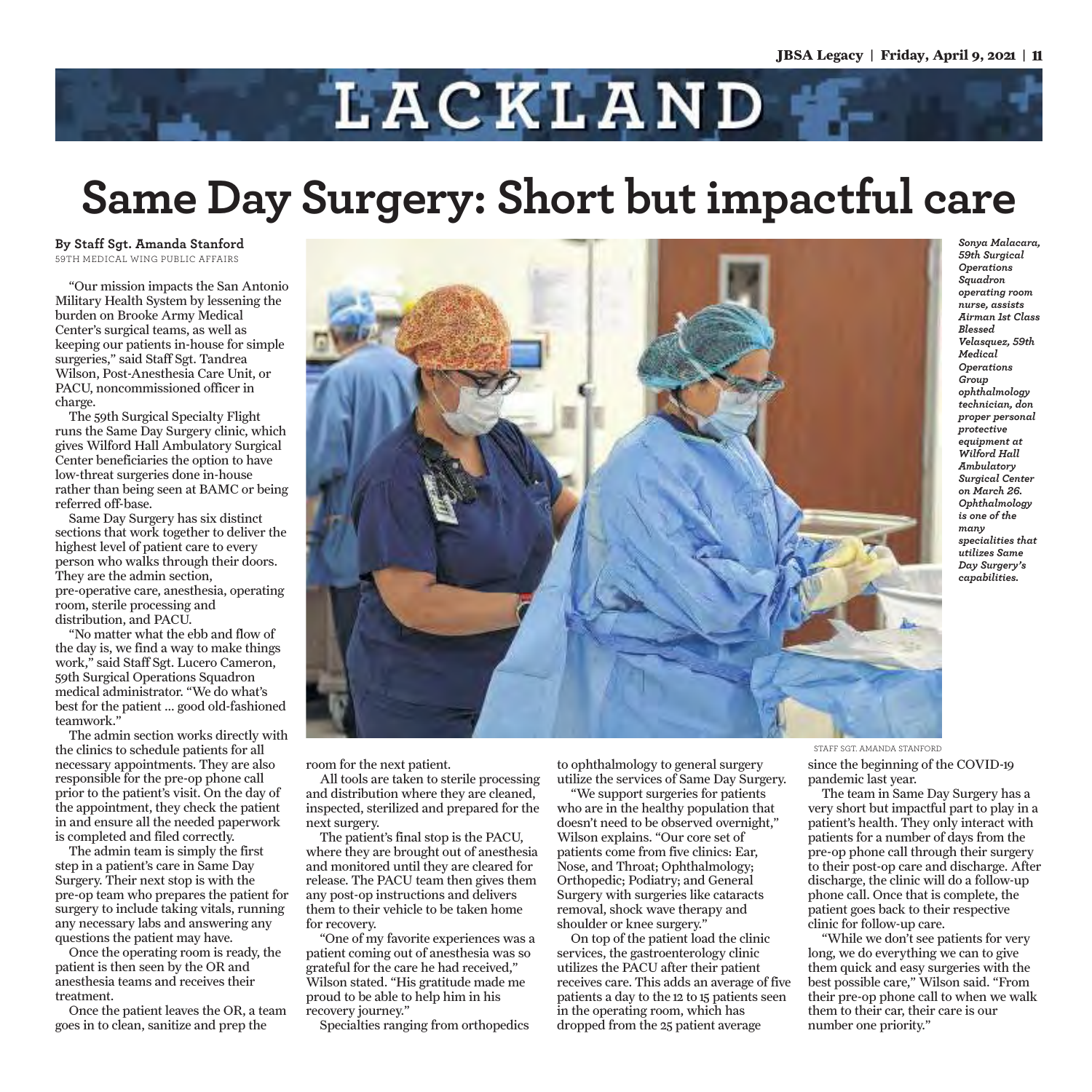# LACKLAND

## Same Day Surgery: Short but impactful care

**By Staff Sgt. Amanda Stanford**
59TH MEDICAL WING PUBLIC AFFAIRS

"Our mission impacts the San Antonio Military Health System by lessening the burden on Brooke Army Medical Center's surgical teams, as well as keeping our patients in-house for simple surgeries," said Staff Sgt. Tandrea Wilson, Post-Anesthesia Care Unit, or PACU, noncommissioned officer in charge.

The 59th Surgical Specialty Flight runs the Same Day Surgery clinic, which gives Wilford Hall Ambulatory Surgical Center beneficiaries the option to have low-threat surgeries done in-house rather than being seen at BAMC or being referred off-base.

Same Day Surgery has six distinct sections that work together to deliver the highest level of patient care to every person who walks through their doors. They are the admin section, pre-operative care, anesthesia, operating room, sterile processing and distribution, and PACU.

"No matter what the ebb and flow of the day is, we find a way to make things work," said Staff Sgt. Lucero Cameron, 59th Surgical Operations Squadron medical administrator. "We do what's best for the patient ... good old-fashioned teamwork."

The admin section works directly with the clinics to schedule patients for all necessary appointments. They are also responsible for the pre-op phone call prior to the patient's visit. On the day of the appointment, they check the patient in and ensure all the needed paperwork is completed and filed correctly.

The admin team is simply the first step in a patient's care in Same Day Surgery. Their next stop is with the pre-op team who prepares the patient for surgery to include taking vitals, running any necessary labs and answering any questions the patient may have.

Once the operating room is ready, the patient is then seen by the OR and anesthesia teams and receives their treatment.

Once the patient leaves the OR, a team goes in to clean, sanitize and prep the room for the next patient.

All tools are taken to sterile processing and distribution where they are cleaned, inspected, sterilized and prepared for the next surgery.

The patient's final stop is the PACU, where they are brought out of anesthesia and monitored until they are cleared for release. The PACU team then gives them any post-op instructions and delivers them to their vehicle to be taken home for recovery.

"One of my favorite experiences was a patient coming out of anesthesia was so grateful for the care he had received," Wilson stated. "His gratitude made me proud to be able to help him in his recovery journey."

Specialties ranging from orthopedics to ophthalmology to general surgery utilize the services of Same Day Surgery.

"We support surgeries for patients who are in the healthy population that doesn't need to be observed overnight," Wilson explains. "Our core set of patients come from five clinics: Ear, Nose, and Throat; Ophthalmology; Orthopedic; Podiatry; and General Surgery with surgeries like cataracts removal, shock wave therapy and shoulder or knee surgery."

On top of the patient load the clinic services, the gastroenterology clinic utilizes the PACU after their patient receives care. This adds an average of five patients a day to the 12 to 15 patients seen in the operating room, which has dropped from the 25 patient average since the beginning of the COVID-19 pandemic last year.

The team in Same Day Surgery has a very short but impactful part to play in a patient's health. They only interact with patients for a number of days from the pre-op phone call through their surgery to their post-op care and discharge. After discharge, the clinic will do a follow-up phone call. Once that is complete, the patient goes back to their respective clinic for follow-up care.

"While we don't see patients for very long, we do everything we can to give them quick and easy surgeries with the best possible care," Wilson said. "From their pre-op phone call to when we walk them to their car, their care is our number one priority."

STAFF SGT. AMANDA STANFORD

*Sonya Malacara, 59th Surgical Operations Squadron operating room nurse, assists Airman 1st Class Blessed Velasquez, 59th Medical Operations Group ophthalmology technician, don proper personal protective equipment at Wilford Hall Ambulatory Surgical Center on March 26. Ophthalmology is one of the many specialities that utilizes Same Day Surgery's capabilities.*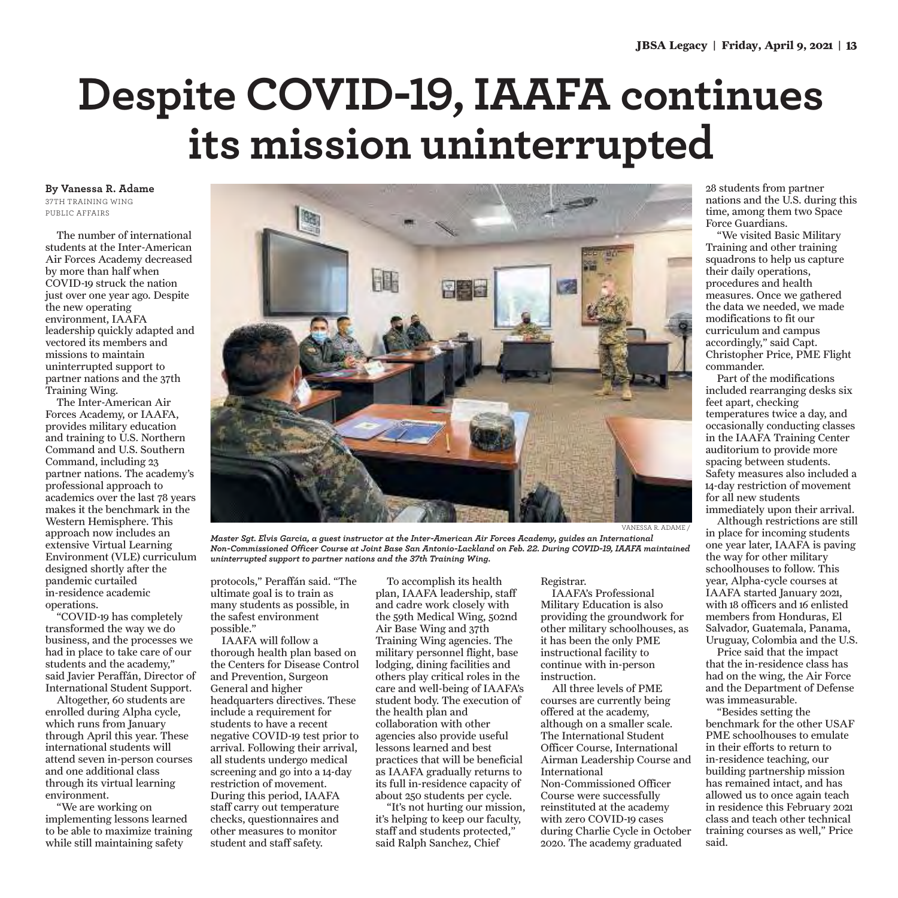# Despite COVID-19, IAAFA continues its mission uninterrupted

**By Vanessa R. Adame**
37TH TRAINING WING PUBLIC AFFAIRS

VANESSA R. ADAME /

*Master Sgt. Elvis Garcia, a guest instructor at the Inter-American Air Forces Academy, guides an International Non-Commissioned Officer Course at Joint Base San Antonio-Lackland on Feb. 22. During COVID-19, IAAFA maintained uninterrupted support to partner nations and the 37th Training Wing.*

The number of international students at the Inter-American Air Forces Academy decreased by more than half when COVID-19 struck the nation just over one year ago. Despite the new operating environment, IAAFA leadership quickly adapted and vectored its members and missions to maintain uninterrupted support to partner nations and the 37th Training Wing.

The Inter-American Air Forces Academy, or IAAFA, provides military education and training to U.S. Northern Command and U.S. Southern Command, including 23 partner nations. The academy's professional approach to academics over the last 78 years makes it the benchmark in the Western Hemisphere. This approach now includes an extensive Virtual Learning Environment (VLE) curriculum designed shortly after the pandemic curtailed in-residence academic operations.

"COVID-19 has completely transformed the way we do business, and the processes we had in place to take care of our students and the academy," said Javier Peraffán, Director of International Student Support.

Altogether, 60 students are enrolled during Alpha cycle, which runs from January through April this year. These international students will attend seven in-person courses and one additional class through its virtual learning environment.

"We are working on implementing lessons learned to be able to maximize training while still maintaining safety protocols," Peraffán said. "The ultimate goal is to train as many students as possible, in the safest environment possible."

IAAFA will follow a thorough health plan based on the Centers for Disease Control and Prevention, Surgeon General and higher headquarters directives. These include a requirement for students to have a recent negative COVID-19 test prior to arrival. Following their arrival, all students undergo medical screening and go into a 14-day restriction of movement. During this period, IAAFA staff carry out temperature checks, questionnaires and other measures to monitor student and staff safety.

To accomplish its health plan, IAAFA leadership, staff and cadre work closely with the 59th Medical Wing, 502nd Air Base Wing and 37th Training Wing agencies. The military personnel flight, base lodging, dining facilities and others play critical roles in the care and well-being of IAAFA's student body. The execution of the health plan and collaboration with other agencies also provide useful lessons learned and best practices that will be beneficial as IAAFA gradually returns to its full in-residence capacity of about 250 students per cycle.

"It's not hurting our mission, it's helping to keep our faculty, staff and students protected," said Ralph Sanchez, Chief Registrar.

IAAFA's Professional Military Education is also providing the groundwork for other military schoolhouses, as it has been the only PME instructional facility to continue with in-person instruction.

All three levels of PME courses are currently being offered at the academy, although on a smaller scale. The International Student Officer Course, International Airman Leadership Course and International Non-Commissioned Officer Course were successfully reinstituted at the academy with zero COVID-19 cases during Charlie Cycle in October 2020. The academy graduated 28 students from partner nations and the U.S. during this time, among them two Space Force Guardians.

"We visited Basic Military Training and other training squadrons to help us capture their daily operations, procedures and health measures. Once we gathered the data we needed, we made modifications to fit our curriculum and campus accordingly," said Capt. Christopher Price, PME Flight commander.

Part of the modifications included rearranging desks six feet apart, checking temperatures twice a day, and occasionally conducting classes in the IAAFA Training Center auditorium to provide more spacing between students. Safety measures also included a 14-day restriction of movement for all new students immediately upon their arrival.

Although restrictions are still in place for incoming students one year later, IAAFA is paving the way for other military schoolhouses to follow. This year, Alpha-cycle courses at IAAFA started January 2021, with 18 officers and 16 enlisted members from Honduras, El Salvador, Guatemala, Panama, Uruguay, Colombia and the U.S.

Price said that the impact that the in-residence class has had on the wing, the Air Force and the Department of Defense was immeasurable.

"Besides setting the benchmark for the other USAF PME schoolhouses to emulate in their efforts to return to in-residence teaching, our building partnership mission has remained intact, and has allowed us to once again teach in residence this February 2021 class and teach other technical training courses as well," Price said.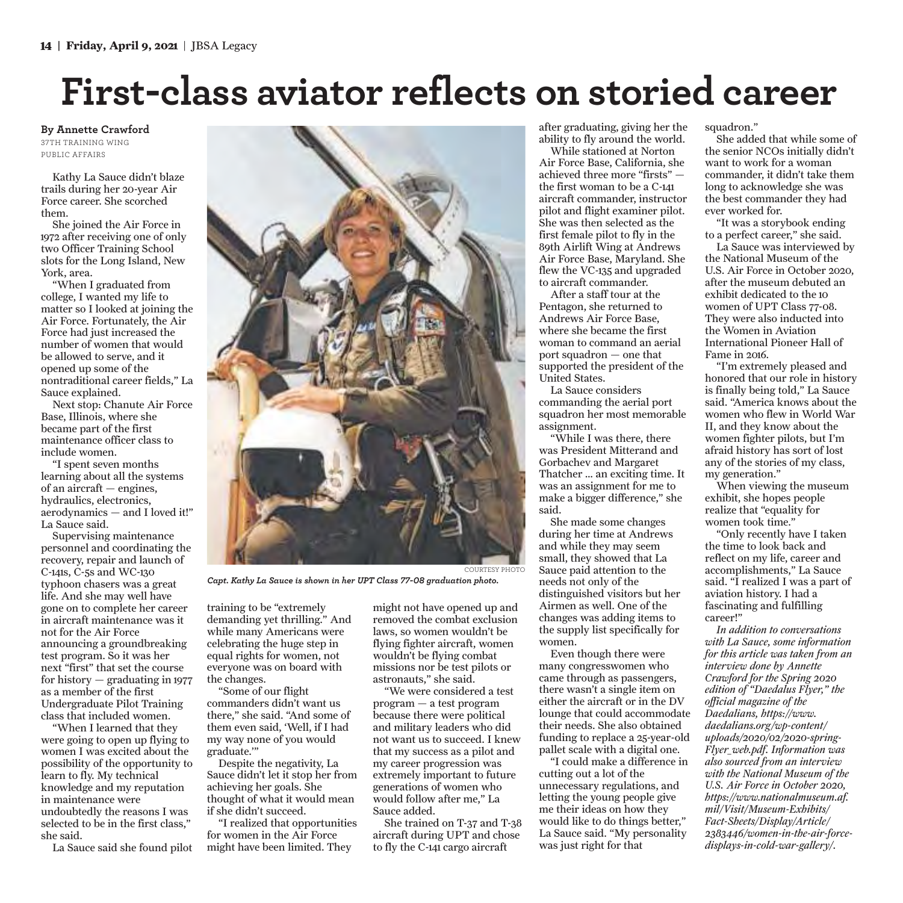# First-class aviator reflects on storied career

**By Annette Crawford**
37TH TRAINING WING PUBLIC AFFAIRS

Kathy La Sauce didn't blaze trails during her 20-year Air Force career. She scorched them.

She joined the Air Force in 1972 after receiving one of only two Officer Training School slots for the Long Island, New York, area.

"When I graduated from college, I wanted my life to matter so I looked at joining the Air Force. Fortunately, the Air Force had just increased the number of women that would be allowed to serve, and it opened up some of the nontraditional career fields," La Sauce explained.

Next stop: Chanute Air Force Base, Illinois, where she became part of the first maintenance officer class to include women.

"I spent seven months learning about all the systems of an aircraft — engines, hydraulics, electronics, aerodynamics — and I loved it!" La Sauce said.

Supervising maintenance personnel and coordinating the recovery, repair and launch of C-141s, C-5s and WC-130 typhoon chasers was a great life. And she may well have gone on to complete her career in aircraft maintenance was it not for the Air Force announcing a groundbreaking test program. So it was her next "first" that set the course for history — graduating in 1977 as a member of the first Undergraduate Pilot Training class that included women.

"When I learned that they were going to open up flying to women I was excited about the possibility of the opportunity to learn to fly. My technical knowledge and my reputation in maintenance were undoubtedly the reasons I was selected to be in the first class," she said.

La Sauce said she found pilot training to be "extremely demanding yet thrilling." And while many Americans were celebrating the huge step in equal rights for women, not everyone was on board with the changes.

"Some of our flight commanders didn't want us there," she said. "And some of them even said, 'Well, if I had my way none of you would graduate.'"

Despite the negativity, La Sauce didn't let it stop her from achieving her goals. She thought of what it would mean if she didn't succeed.

"I realized that opportunities for women in the Air Force might have been limited. They might not have opened up and removed the combat exclusion laws, so women wouldn't be flying fighter aircraft, women wouldn't be flying combat missions nor be test pilots or astronauts," she said.

"We were considered a test program — a test program because there were political and military leaders who did not want us to succeed. I knew that my success as a pilot and my career progression was extremely important to future generations of women who would follow after me," La Sauce added.

She trained on T-37 and T-38 aircraft during UPT and chose to fly the C-141 cargo aircraft after graduating, giving her the ability to fly around the world.

COURTESY PHOTO

*Capt. Kathy La Sauce is shown in her UPT Class 77-08 graduation photo.*

While stationed at Norton Air Force Base, California, she achieved three more "firsts" — the first woman to be a C-141 aircraft commander, instructor pilot and flight examiner pilot. She was then selected as the first female pilot to fly in the 89th Airlift Wing at Andrews Air Force Base, Maryland. She flew the VC-135 and upgraded to aircraft commander.

After a staff tour at the Pentagon, she returned to Andrews Air Force Base, where she became the first woman to command an aerial port squadron — one that supported the president of the United States.

La Sauce considers commanding the aerial port squadron her most memorable assignment.

"While I was there, there was President Mitterand and Gorbachev and Margaret Thatcher ... an exciting time. It was an assignment for me to make a bigger difference," she said.

She made some changes during her time at Andrews and while they may seem small, they showed that La Sauce paid attention to the needs not only of the distinguished visitors but her Airmen as well. One of the changes was adding items to the supply list specifically for women.

Even though there were many congresswomen who came through as passengers, there wasn't a single item on either the aircraft or in the DV lounge that could accommodate their needs. She also obtained funding to replace a 25-year-old pallet scale with a digital one.

"I could make a difference in cutting out a lot of the unnecessary regulations, and letting the young people give me their ideas on how they would like to do things better," La Sauce said. "My personality was just right for that squadron."

She added that while some of the senior NCOs initially didn't want to work for a woman commander, it didn't take them long to acknowledge she was the best commander they had ever worked for.

"It was a storybook ending to a perfect career," she said.

La Sauce was interviewed by the National Museum of the U.S. Air Force in October 2020, after the museum debuted an exhibit dedicated to the 10 women of UPT Class 77-08. They were also inducted into the Women in Aviation International Pioneer Hall of Fame in 2016.

"I'm extremely pleased and honored that our role in history is finally being told," La Sauce said. "America knows about the women who flew in World War II, and they know about the women fighter pilots, but I'm afraid history has sort of lost any of the stories of my class, my generation."

When viewing the museum exhibit, she hopes people realize that "equality for women took time."

"Only recently have I taken the time to look back and reflect on my life, career and accomplishments," La Sauce said. "I realized I was a part of aviation history. I had a fascinating and fulfilling career!"

*In addition to conversations with La Sauce, some information for this article was taken from an interview done by Annette Crawford for the Spring 2020 edition of "Daedalus Flyer," the official magazine of the Daedalians, https://www.daedalians.org/wp-content/uploads/2020/02/2020-spring-Flyer_web.pdf. Information was also sourced from an interview with the National Museum of the U.S. Air Force in October 2020, https://www.nationalmuseum.af.mil/Visit/Museum-Exhibits/Fact-Sheets/Display/Article/2383446/women-in-the-air-force-displays-in-cold-war-gallery/.*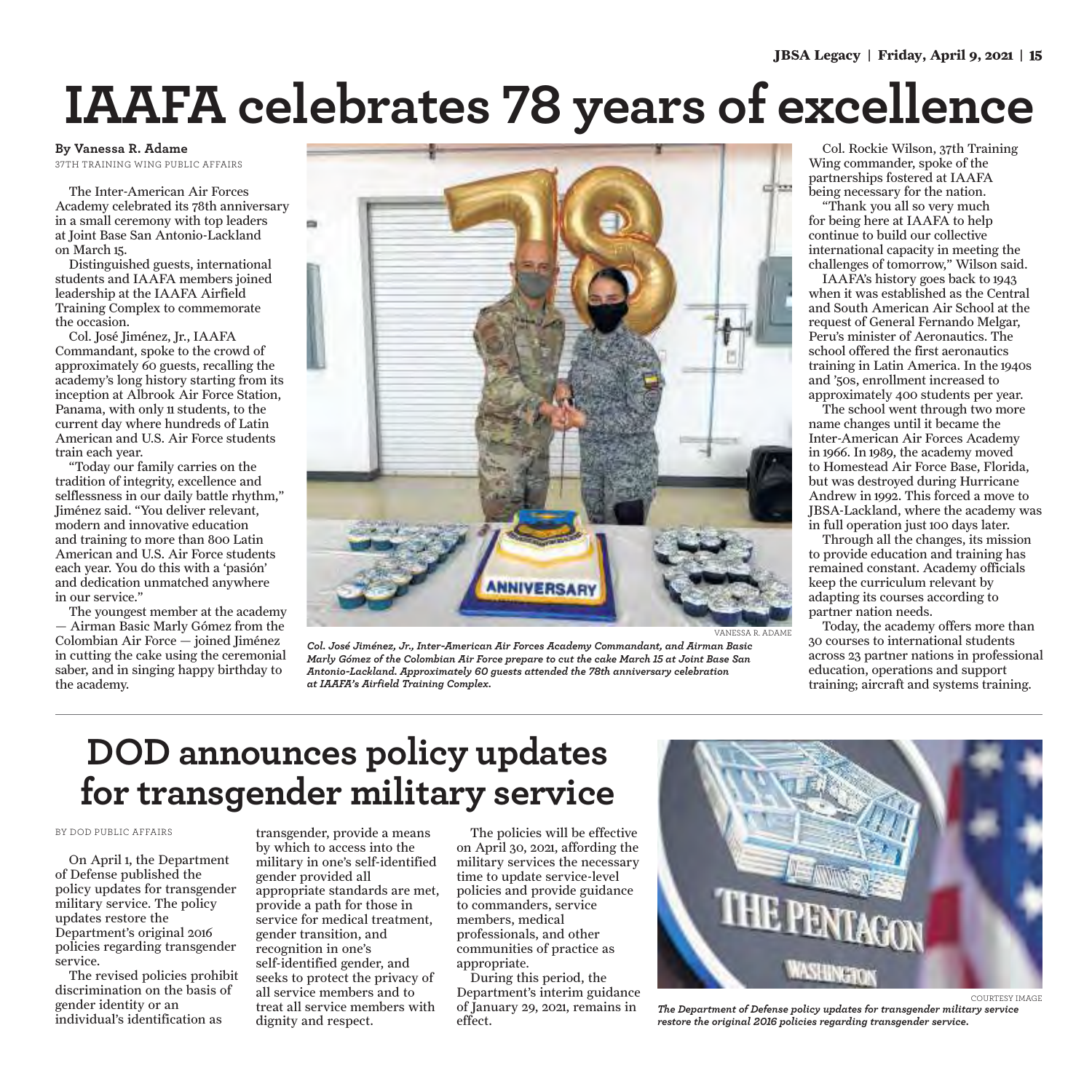# IAAFA celebrates 78 years of excellence

**By Vanessa R. Adame**
37TH TRAINING WING PUBLIC AFFAIRS

The Inter-American Air Forces Academy celebrated its 78th anniversary in a small ceremony with top leaders at Joint Base San Antonio-Lackland on March 15.

Distinguished guests, international students and IAAFA members joined leadership at the IAAFA Airfield Training Complex to commemorate the occasion.

Col. José Jiménez, Jr., IAAFA Commandant, spoke to the crowd of approximately 60 guests, recalling the academy's long history starting from its inception at Albrook Air Force Station, Panama, with only 11 students, to the current day where hundreds of Latin American and U.S. Air Force students train each year.

"Today our family carries on the tradition of integrity, excellence and selflessness in our daily battle rhythm," Jiménez said. "You deliver relevant, modern and innovative education and training to more than 800 Latin American and U.S. Air Force students each year. You do this with a 'pasión' and dedication unmatched anywhere in our service."

The youngest member at the academy — Airman Basic Marly Gómez from the Colombian Air Force — joined Jiménez in cutting the cake using the ceremonial saber, and in singing happy birthday to the academy.

VANESSA R. ADAME

*Col. José Jiménez, Jr., Inter-American Air Forces Academy Commandant, and Airman Basic Marly Gómez of the Colombian Air Force prepare to cut the cake March 15 at Joint Base San Antonio-Lackland. Approximately 60 guests attended the 78th anniversary celebration at IAAFA's Airfield Training Complex.*

Col. Rockie Wilson, 37th Training Wing commander, spoke of the partnerships fostered at IAAFA being necessary for the nation.

"Thank you all so very much for being here at IAAFA to help continue to build our collective international capacity in meeting the challenges of tomorrow," Wilson said.

IAAFA's history goes back to 1943 when it was established as the Central and South American Air School at the request of General Fernando Melgar, Peru's minister of Aeronautics. The school offered the first aeronautics training in Latin America. In the 1940s and '50s, enrollment increased to approximately 400 students per year.

The school went through two more name changes until it became the Inter-American Air Forces Academy in 1966. In 1989, the academy moved to Homestead Air Force Base, Florida, but was destroyed during Hurricane Andrew in 1992. This forced a move to JBSA-Lackland, where the academy was in full operation just 100 days later.

Through all the changes, its mission to provide education and training has remained constant. Academy officials keep the curriculum relevant by adapting its courses according to partner nation needs.

Today, the academy offers more than 30 courses to international students across 23 partner nations in professional education, operations and support training; aircraft and systems training.

# DOD announces policy updates for transgender military service

BY DOD PUBLIC AFFAIRS

On April 1, the Department of Defense published the policy updates for transgender military service. The policy updates restore the Department's original 2016 policies regarding transgender service.

The revised policies prohibit discrimination on the basis of gender identity or an individual's identification as transgender, provide a means by which to access into the military in one's self-identified gender provided all appropriate standards are met, provide a path for those in service for medical treatment, gender transition, and recognition in one's self-identified gender, and seeks to protect the privacy of all service members and to treat all service members with dignity and respect.

The policies will be effective on April 30, 2021, affording the military services the necessary time to update service-level policies and provide guidance to commanders, service members, medical professionals, and other communities of practice as appropriate.

During this period, the Department's interim guidance of January 29, 2021, remains in effect.

COURTESY IMAGE

*The Department of Defense policy updates for transgender military service restore the original 2016 policies regarding transgender service.*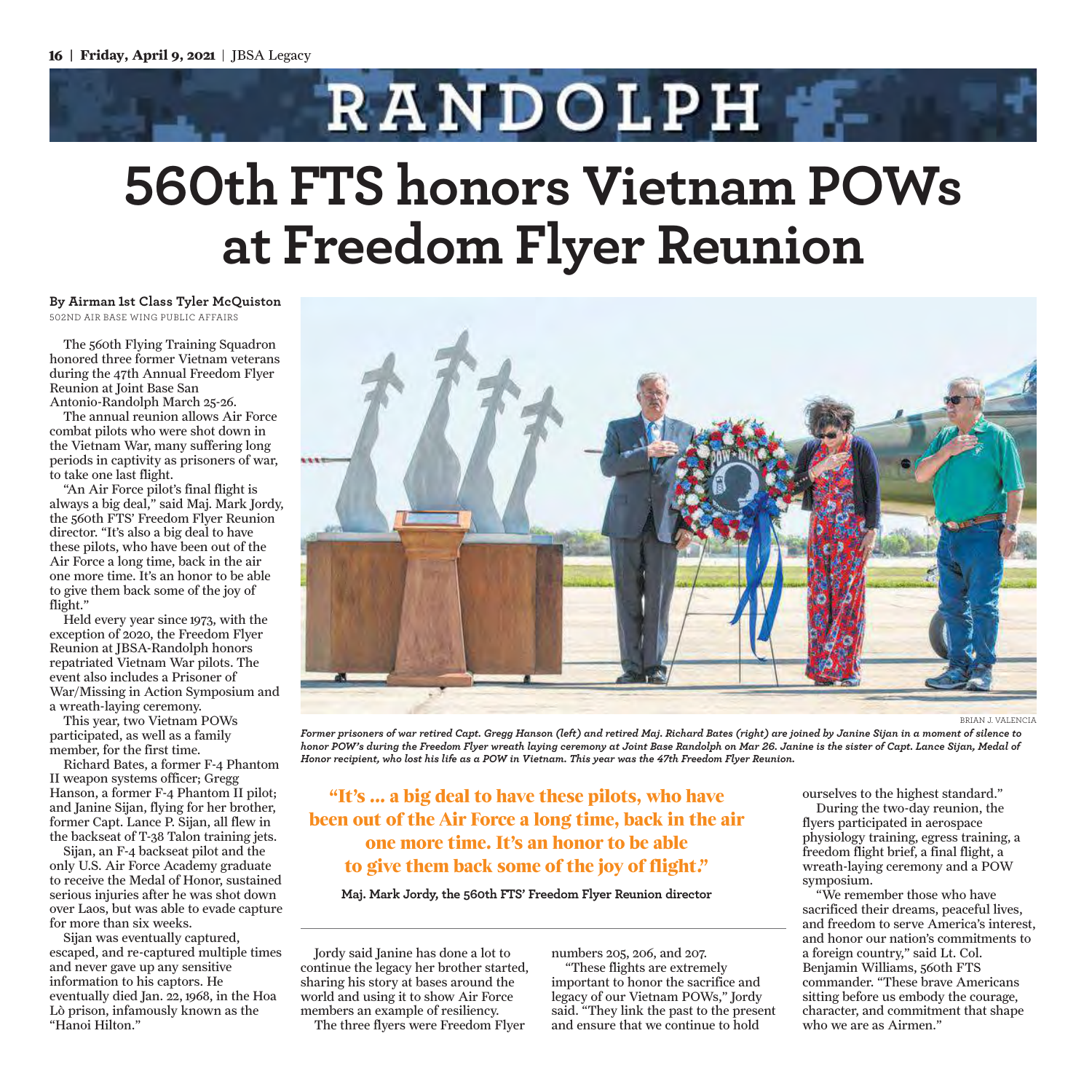# RANDOLPH

# 560th FTS honors Vietnam POWs at Freedom Flyer Reunion

**By Airman 1st Class Tyler McQuiston**
502ND AIR BASE WING PUBLIC AFFAIRS

The 560th Flying Training Squadron honored three former Vietnam veterans during the 47th Annual Freedom Flyer Reunion at Joint Base San Antonio-Randolph March 25-26.

The annual reunion allows Air Force combat pilots who were shot down in the Vietnam War, many suffering long periods in captivity as prisoners of war, to take one last flight.

"An Air Force pilot's final flight is always a big deal," said Maj. Mark Jordy, the 560th FTS' Freedom Flyer Reunion director. "It's also a big deal to have these pilots, who have been out of the Air Force a long time, back in the air one more time. It's an honor to be able to give them back some of the joy of flight."

Held every year since 1973, with the exception of 2020, the Freedom Flyer Reunion at JBSA-Randolph honors repatriated Vietnam War pilots. The event also includes a Prisoner of War/Missing in Action Symposium and a wreath-laying ceremony.

This year, two Vietnam POWs participated, as well as a family member, for the first time.

Richard Bates, a former F-4 Phantom II weapon systems officer; Gregg Hanson, a former F-4 Phantom II pilot; and Janine Sijan, flying for her brother, former Capt. Lance P. Sijan, all flew in the backseat of T-38 Talon training jets.

Sijan, an F-4 backseat pilot and the only U.S. Air Force Academy graduate to receive the Medal of Honor, sustained serious injuries after he was shot down over Laos, but was able to evade capture for more than six weeks.

Sijan was eventually captured, escaped, and re-captured multiple times and never gave up any sensitive information to his captors. He eventually died Jan. 22, 1968, in the Hoa Lò prison, infamously known as the "Hanoi Hilton."

BRIAN J. VALENCIA

*Former prisoners of war retired Capt. Gregg Hanson (left) and retired Maj. Richard Bates (right) are joined by Janine Sijan in a moment of silence to honor POW's during the Freedom Flyer wreath laying ceremony at Joint Base Randolph on Mar 26. Janine is the sister of Capt. Lance Sijan, Medal of Honor recipient, who lost his life as a POW in Vietnam. This year was the 47th Freedom Flyer Reunion.*

> "It's ... a big deal to have these pilots, who have been out of the Air Force a long time, back in the air one more time. It's an honor to be able to give them back some of the joy of flight."
>
> **Maj. Mark Jordy, the 560th FTS' Freedom Flyer Reunion director**

Jordy said Janine has done a lot to continue the legacy her brother started, sharing his story at bases around the world and using it to show Air Force members an example of resiliency.

The three flyers were Freedom Flyer numbers 205, 206, and 207.

"These flights are extremely important to honor the sacrifice and legacy of our Vietnam POWs," Jordy said. "They link the past to the present and ensure that we continue to hold ourselves to the highest standard."

During the two-day reunion, the flyers participated in aerospace physiology training, egress training, a freedom flight brief, a final flight, a wreath-laying ceremony and a POW symposium.

"We remember those who have sacrificed their dreams, peaceful lives, and freedom to serve America's interest, and honor our nation's commitments to a foreign country," said Lt. Col. Benjamin Williams, 560th FTS commander. "These brave Americans sitting before us embody the courage, character, and commitment that shape who we are as Airmen."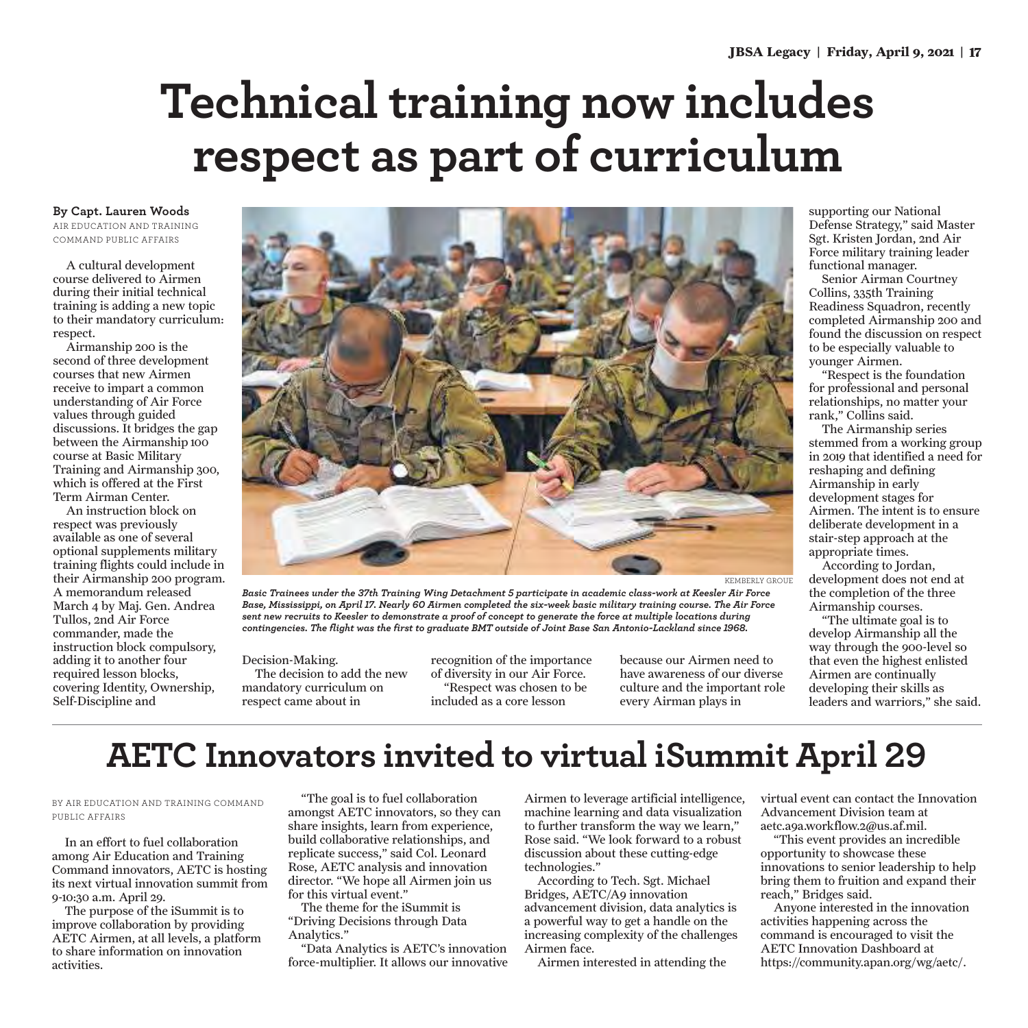# Technical training now includes respect as part of curriculum

**By Capt. Lauren Woods**
AIR EDUCATION AND TRAINING COMMAND PUBLIC AFFAIRS

A cultural development course delivered to Airmen during their initial technical training is adding a new topic to their mandatory curriculum: respect.

Airmanship 200 is the second of three development courses that new Airmen receive to impart a common understanding of Air Force values through guided discussions. It bridges the gap between the Airmanship 100 course at Basic Military Training and Airmanship 300, which is offered at the First Term Airman Center.

An instruction block on respect was previously available as one of several optional supplements military training flights could include in their Airmanship 200 program. A memorandum released March 4 by Maj. Gen. Andrea Tullos, 2nd Air Force commander, made the instruction block compulsory, adding it to another four required lesson blocks, covering Identity, Ownership, Self-Discipline and Decision-Making.

KEMBERLY GROUE

*Basic Trainees under the 37th Training Wing Detachment 5 participate in academic class-work at Keesler Air Force Base, Mississippi, on April 17. Nearly 60 Airmen completed the six-week basic military training course. The Air Force sent new recruits to Keesler to demonstrate a proof of concept to generate the force at multiple locations during contingencies. The flight was the first to graduate BMT outside of Joint Base San Antonio-Lackland since 1968.*

The decision to add the new mandatory curriculum on respect came about in recognition of the importance of diversity in our Air Force.

"Respect was chosen to be included as a core lesson because our Airmen need to have awareness of our diverse culture and the important role every Airman plays in supporting our National Defense Strategy," said Master Sgt. Kristen Jordan, 2nd Air Force military training leader functional manager.

Senior Airman Courtney Collins, 335th Training Readiness Squadron, recently completed Airmanship 200 and found the discussion on respect to be especially valuable to younger Airmen.

"Respect is the foundation for professional and personal relationships, no matter your rank," Collins said.

The Airmanship series stemmed from a working group in 2019 that identified a need for reshaping and defining Airmanship in early development stages for Airmen. The intent is to ensure deliberate development in a stair-step approach at the appropriate times.

According to Jordan, development does not end at the completion of the three Airmanship courses.

"The ultimate goal is to develop Airmanship all the way through the 900-level so that even the highest enlisted Airmen are continually developing their skills as leaders and warriors," she said.

# AETC Innovators invited to virtual iSummit April 29

BY AIR EDUCATION AND TRAINING COMMAND PUBLIC AFFAIRS

In an effort to fuel collaboration among Air Education and Training Command innovators, AETC is hosting its next virtual innovation summit from 9-10:30 a.m. April 29.

The purpose of the iSummit is to improve collaboration by providing AETC Airmen, at all levels, a platform to share information on innovation activities.

"The goal is to fuel collaboration amongst AETC innovators, so they can share insights, learn from experience, build collaborative relationships, and replicate success," said Col. Leonard Rose, AETC analysis and innovation director. "We hope all Airmen join us for this virtual event."

The theme for the iSummit is "Driving Decisions through Data Analytics."

"Data Analytics is AETC's innovation force-multiplier. It allows our innovative Airmen to leverage artificial intelligence, machine learning and data visualization to further transform the way we learn," Rose said. "We look forward to a robust discussion about these cutting-edge technologies."

According to Tech. Sgt. Michael Bridges, AETC/A9 innovation advancement division, data analytics is a powerful way to get a handle on the increasing complexity of the challenges Airmen face.

Airmen interested in attending the virtual event can contact the Innovation Advancement Division team at aetc.a9a.workflow.2@us.af.mil.

"This event provides an incredible opportunity to showcase these innovations to senior leadership to help bring them to fruition and expand their reach," Bridges said.

Anyone interested in the innovation activities happening across the command is encouraged to visit the AETC Innovation Dashboard at https://community.apan.org/wg/aetc/.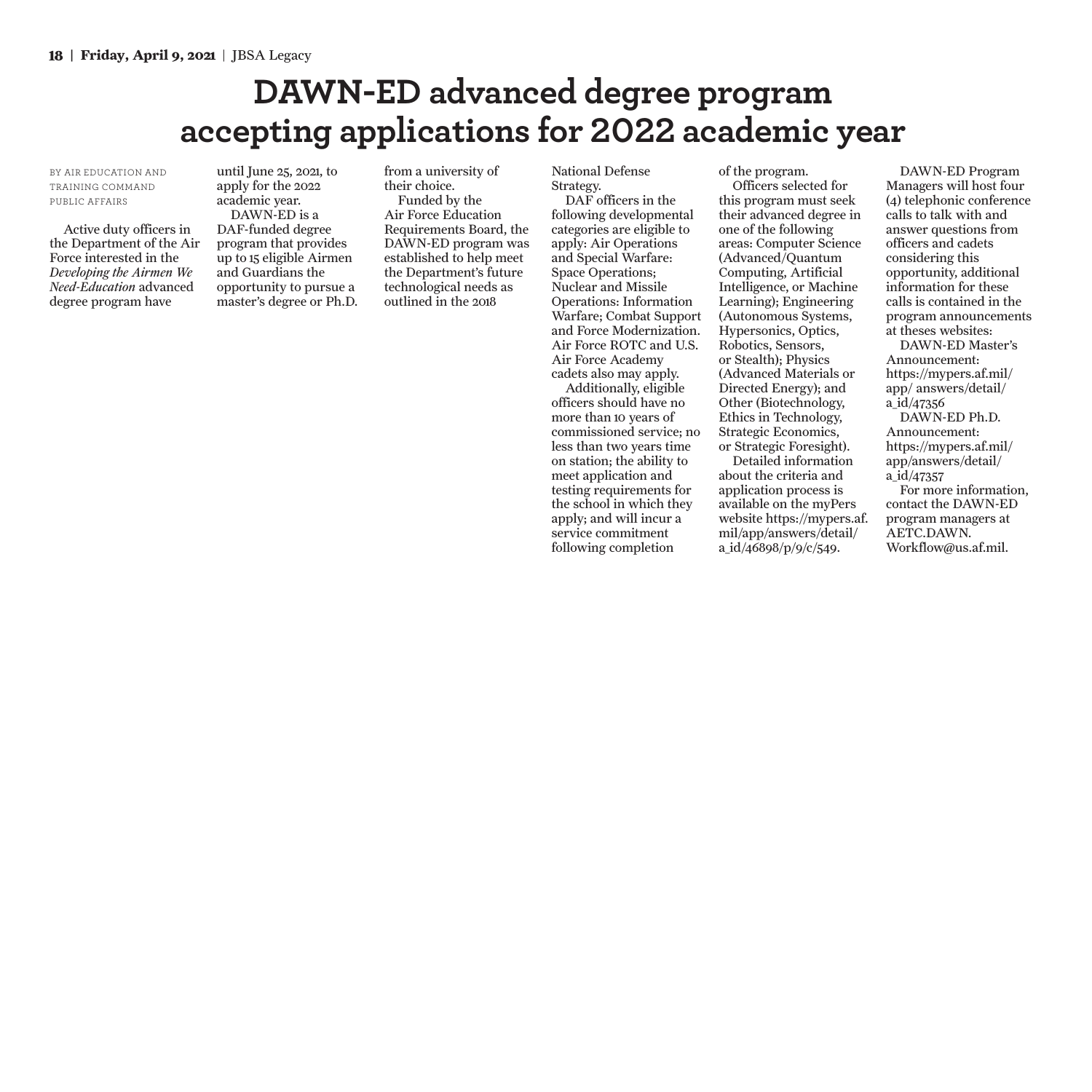# DAWN-ED advanced degree program accepting applications for 2022 academic year

BY AIR EDUCATION AND TRAINING COMMAND PUBLIC AFFAIRS

Active duty officers in the Department of the Air Force interested in the *Developing the Airmen We Need-Education* advanced degree program have until June 25, 2021, to apply for the 2022 academic year.

DAWN-ED is a DAF-funded degree program that provides up to 15 eligible Airmen and Guardians the opportunity to pursue a master's degree or Ph.D. from a university of their choice.

Funded by the Air Force Education Requirements Board, the DAWN-ED program was established to help meet the Department's future technological needs as outlined in the 2018 National Defense Strategy.

DAF officers in the following developmental categories are eligible to apply: Air Operations and Special Warfare: Space Operations; Nuclear and Missile Operations: Information Warfare; Combat Support and Force Modernization. Air Force ROTC and U.S. Air Force Academy cadets also may apply.

Additionally, eligible officers should have no more than 10 years of commissioned service; no less than two years time on station; the ability to meet application and testing requirements for the school in which they apply; and will incur a service commitment following completion of the program.

Officers selected for this program must seek their advanced degree in one of the following areas: Computer Science (Advanced/Quantum Computing, Artificial Intelligence, or Machine Learning); Engineering (Autonomous Systems, Hypersonics, Optics, Robotics, Sensors, or Stealth); Physics (Advanced Materials or Directed Energy); and Other (Biotechnology, Ethics in Technology, Strategic Economics, or Strategic Foresight).

Detailed information about the criteria and application process is available on the myPers website https://mypers.af.mil/app/answers/detail/a_id/46898/p/9/c/549.

DAWN-ED Program Managers will host four (4) telephonic conference calls to talk with and answer questions from officers and cadets considering this opportunity, additional information for these calls is contained in the program announcements at theses websites:

DAWN-ED Master's Announcement: https://mypers.af.mil/app/ answers/detail/a_id/47356

DAWN-ED Ph.D. Announcement: https://mypers.af.mil/app/answers/detail/a_id/47357

For more information, contact the DAWN-ED program managers at AETC.DAWN.Workflow@us.af.mil.